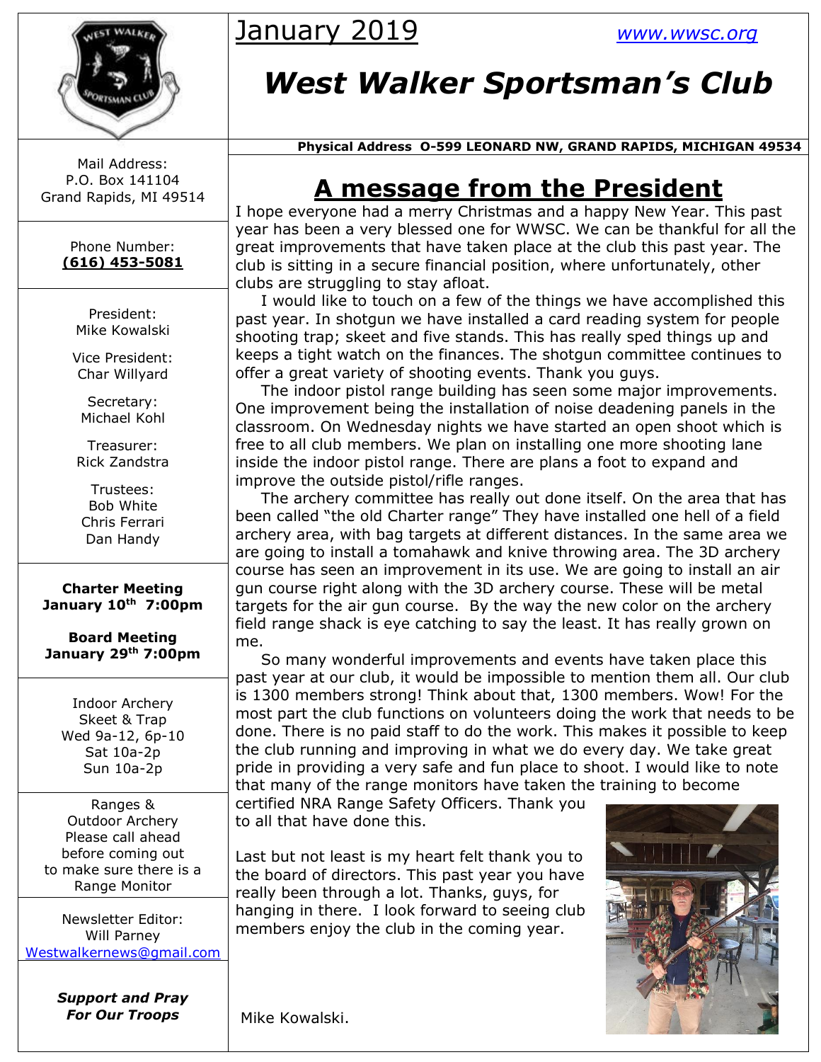January 2019 [www.wwsc.org](http://www.wwsc.org)

# West Walker Sportsman's Club

**Physical Address O-599 LEONARD NW, GRAND RAPIDS, MICHIGAN 49534**

Mail Address:
P.O. Box 141104
Grand Rapids, MI 49514

Phone Number:
**(616) 453-5081**

President:
Mike Kowalski

Vice President:
Char Willyard

Secretary:
Michael Kohl

Treasurer:
Rick Zandstra

Trustees:
Bob White
Chris Ferrari
Dan Handy

**Charter Meeting**
**January 10th 7:00pm**

**Board Meeting**
**January 29th 7:00pm**

Indoor Archery
Skeet & Trap
Wed 9a-12, 6p-10
Sat 10a-2p
Sun 10a-2p

Ranges &
Outdoor Archery
Please call ahead
before coming out
to make sure there is a
Range Monitor

Newsletter Editor:
Will Parney
Westwalkernews@gmail.com

***Support and Pray For Our Troops***

## A message from the President

I hope everyone had a merry Christmas and a happy New Year. This past year has been a very blessed one for WWSC. We can be thankful for all the great improvements that have taken place at the club this past year. The club is sitting in a secure financial position, where unfortunately, other clubs are struggling to stay afloat.

I would like to touch on a few of the things we have accomplished this past year. In shotgun we have installed a card reading system for people shooting trap; skeet and five stands. This has really sped things up and keeps a tight watch on the finances. The shotgun committee continues to offer a great variety of shooting events. Thank you guys.

The indoor pistol range building has seen some major improvements. One improvement being the installation of noise deadening panels in the classroom. On Wednesday nights we have started an open shoot which is free to all club members. We plan on installing one more shooting lane inside the indoor pistol range. There are plans a foot to expand and improve the outside pistol/rifle ranges.

The archery committee has really out done itself. On the area that has been called "the old Charter range" They have installed one hell of a field archery area, with bag targets at different distances. In the same area we are going to install a tomahawk and knive throwing area. The 3D archery course has seen an improvement in its use. We are going to install an air gun course right along with the 3D archery course. These will be metal targets for the air gun course. By the way the new color on the archery field range shack is eye catching to say the least. It has really grown on me.

So many wonderful improvements and events have taken place this past year at our club, it would be impossible to mention them all. Our club is 1300 members strong! Think about that, 1300 members. Wow! For the most part the club functions on volunteers doing the work that needs to be done. There is no paid staff to do the work. This makes it possible to keep the club running and improving in what we do every day. We take great pride in providing a very safe and fun place to shoot. I would like to note that many of the range monitors have taken the training to become certified NRA Range Safety Officers. Thank you to all that have done this.

Last but not least is my heart felt thank you to the board of directors. This past year you have really been through a lot. Thanks, guys, for hanging in there. I look forward to seeing club members enjoy the club in the coming year.

Mike Kowalski.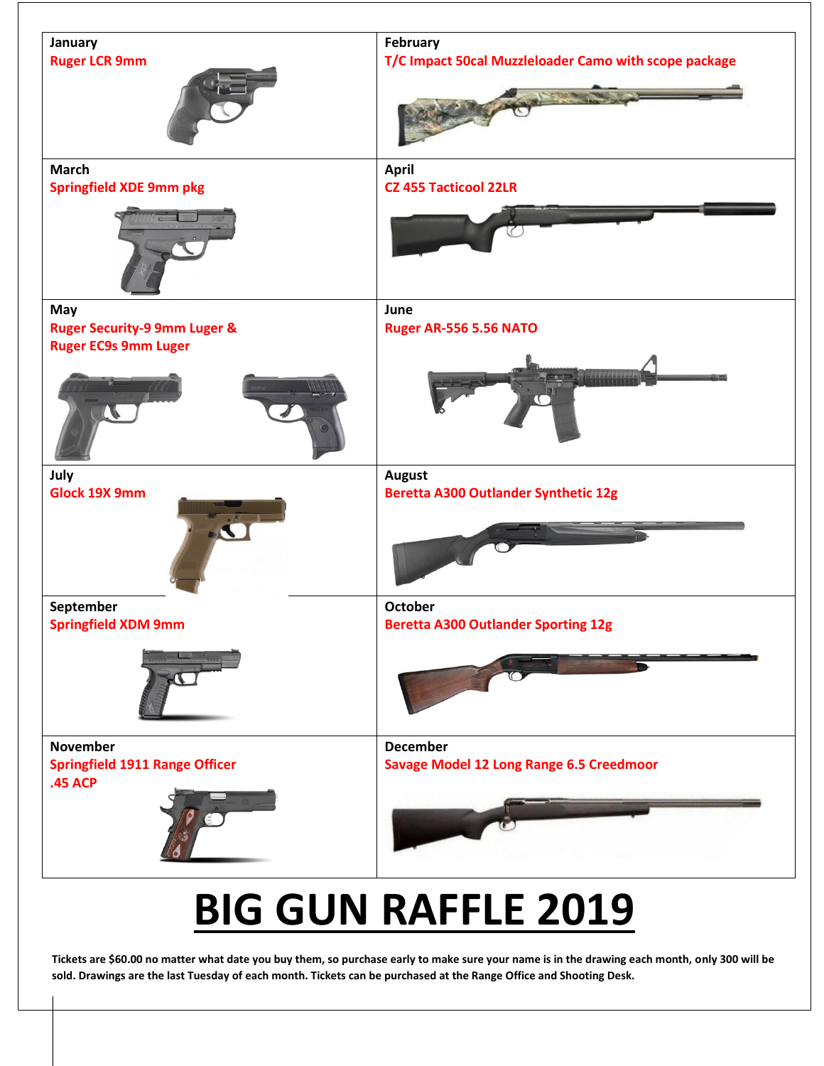| January | February |
| --- | --- |
| Ruger LCR 9mm | T/C Impact 50cal Muzzleloader Camo with scope package |

| March | April |
| --- | --- |
| Springfield XDE 9mm pkg | CZ 455 Tacticool 22LR |

| May | June |
| --- | --- |
| Ruger Security-9 9mm Luger & Ruger EC9s 9mm Luger | Ruger AR-556 5.56 NATO |

| July | August |
| --- | --- |
| Glock 19X 9mm | Beretta A300 Outlander Synthetic 12g |

| September | October |
| --- | --- |
| Springfield XDM 9mm | Beretta A300 Outlander Sporting 12g |

| November | December |
| --- | --- |
| Springfield 1911 Range Officer .45 ACP | Savage Model 12 Long Range 6.5 Creedmoor |

# BIG GUN RAFFLE 2019

**Tickets are $60.00 no matter what date you buy them, so purchase early to make sure your name is in the drawing each month, only 300 will be sold. Drawings are the last Tuesday of each month. Tickets can be purchased at the Range Office and Shooting Desk.**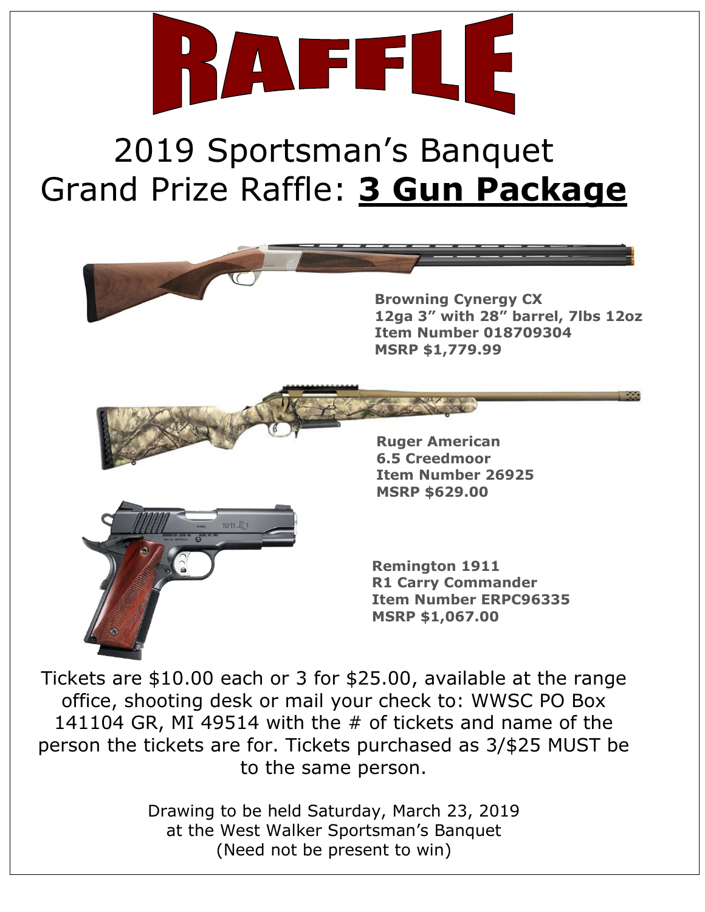# RAFFLE

## 2019 Sportsman's Banquet
## Grand Prize Raffle: <u>**3 Gun Package**</u>

**Browning Cynergy CX**
**12ga 3" with 28" barrel, 7lbs 12oz**
**Item Number 018709304**
**MSRP $1,779.99**

**Ruger American**
**6.5 Creedmoor**
**Item Number 26925**
**MSRP $629.00**

**Remington 1911**
**R1 Carry Commander**
**Item Number ERPC96335**
**MSRP $1,067.00**

Tickets are $10.00 each or 3 for $25.00, available at the range office, shooting desk or mail your check to: WWSC PO Box 141104 GR, MI 49514 with the # of tickets and name of the person the tickets are for. Tickets purchased as 3/$25 MUST be to the same person.

Drawing to be held Saturday, March 23, 2019
at the West Walker Sportsman's Banquet
(Need not be present to win)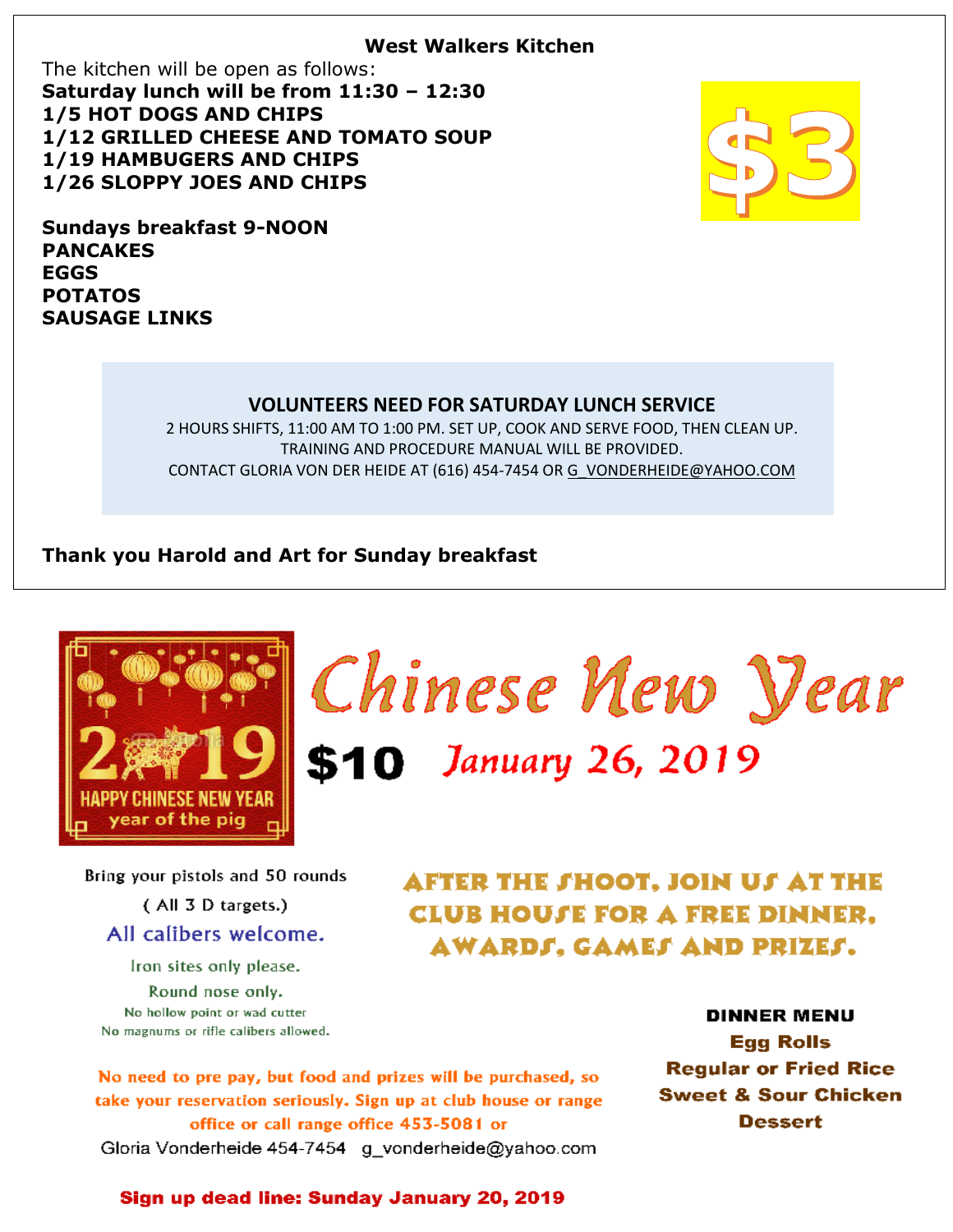## West Walkers Kitchen

The kitchen will be open as follows:

**Saturday lunch will be from 11:30 – 12:30**
**1/5 HOT DOGS AND CHIPS**
**1/12 GRILLED CHEESE AND TOMATO SOUP**
**1/19 HAMBUGERS AND CHIPS**
**1/26 SLOPPY JOES AND CHIPS**

**$3**

**Sundays breakfast 9-NOON**
**PANCAKES**
**EGGS**
**POTATOS**
**SAUSAGE LINKS**

### VOLUNTEERS NEED FOR SATURDAY LUNCH SERVICE

2 HOURS SHIFTS, 11:00 AM TO 1:00 PM. SET UP, COOK AND SERVE FOOD, THEN CLEAN UP.
TRAINING AND PROCEDURE MANUAL WILL BE PROVIDED.
CONTACT GLORIA VON DER HEIDE AT (616) 454-7454 OR G_VONDERHEIDE@YAHOO.COM

**Thank you Harold and Art for Sunday breakfast**

# Chinese New Year

2019 HAPPY CHINESE NEW YEAR year of the pig

**$10** *January 26, 2019*

Bring your pistols and 50 rounds
( All 3 D targets.)
All calibers welcome.
Iron sites only please.
Round nose only.
No hollow point or wad cutter
No magnums or rifle calibers allowed.

**AFTER THE SHOOT, JOIN US AT THE CLUB HOUSE FOR A FREE DINNER, AWARDS, GAMES AND PRIZES.**

**DINNER MENU**
**Egg Rolls**
**Regular or Fried Rice**
**Sweet & Sour Chicken**
**Dessert**

No need to pre pay, but food and prizes will be purchased, so take your reservation seriously. Sign up at club house or range office or call range office 453-5081 or
Gloria Vonderheide 454-7454 g_vonderheide@yahoo.com

**Sign up dead line: Sunday January 20, 2019**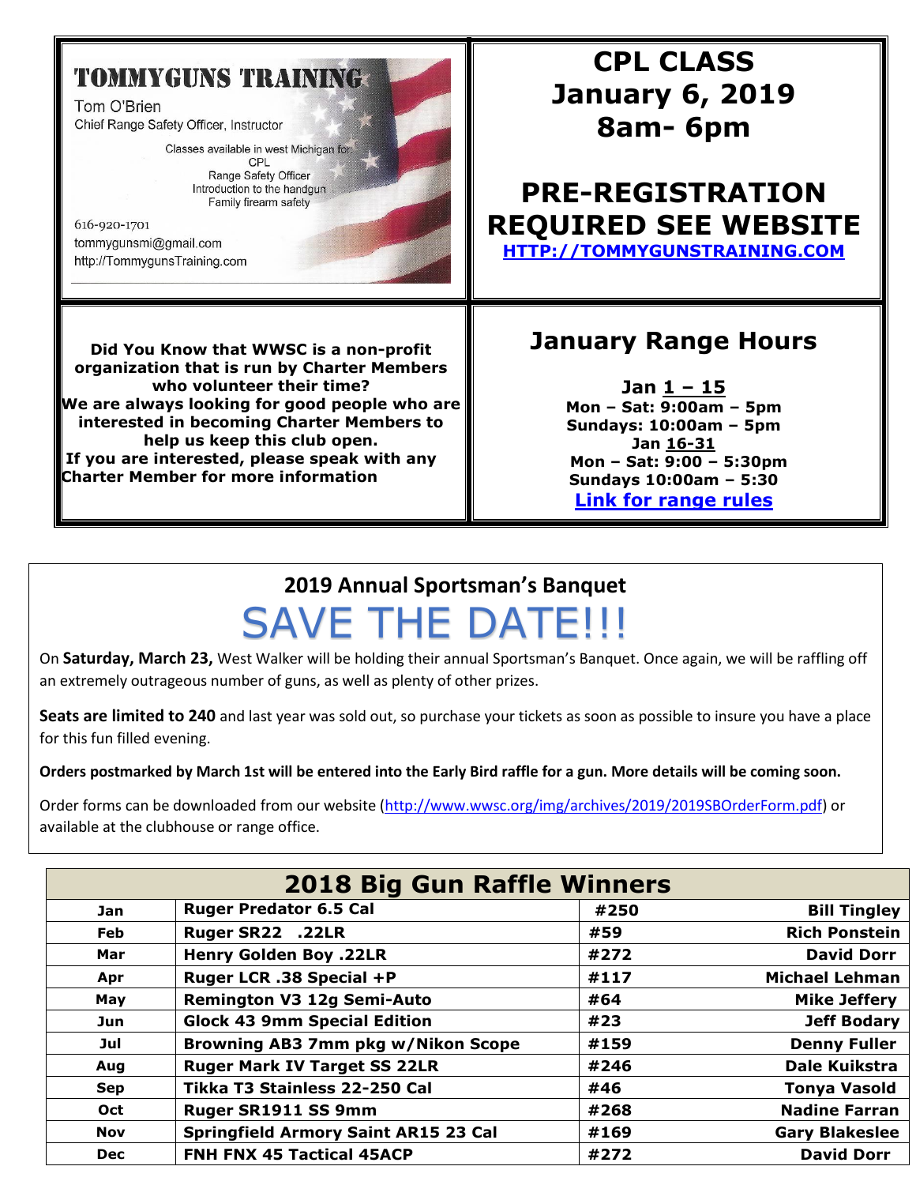**TOMMYGUNS TRAINING**

Tom O'Brien
Chief Range Safety Officer, Instructor

Classes available in west Michigan for:
CPL
Range Safety Officer
Introduction to the handgun
Family firearm safety

616-920-1701
tommygunsmi@gmail.com
http://TommygunsTraining.com

## CPL CLASS
## January 6, 2019
## 8am- 6pm

## PRE-REGISTRATION REQUIRED SEE WEBSITE

**HTTP://TOMMYGUNSTRAINING.COM**

**Did You Know that WWSC is a non-profit organization that is run by Charter Members who volunteer their time?**
**We are always looking for good people who are interested in becoming Charter Members to help us keep this club open.**
**If you are interested, please speak with any Charter Member for more information**

## January Range Hours

**Jan 1 – 15**
**Mon – Sat: 9:00am – 5pm**
**Sundays: 10:00am – 5pm**
**Jan 16-31**
**Mon – Sat: 9:00 – 5:30pm**
**Sundays 10:00am – 5:30**
**Link for range rules**

## 2019 Annual Sportsman's Banquet

# SAVE THE DATE!!!

On **Saturday, March 23,** West Walker will be holding their annual Sportsman's Banquet. Once again, we will be raffling off an extremely outrageous number of guns, as well as plenty of other prizes.

**Seats are limited to 240** and last year was sold out, so purchase your tickets as soon as possible to insure you have a place for this fun filled evening.

**Orders postmarked by March 1st will be entered into the Early Bird raffle for a gun. More details will be coming soon.**

Order forms can be downloaded from our website (http://www.wwsc.org/img/archives/2019/2019SBOrderForm.pdf) or available at the clubhouse or range office.

## 2018 Big Gun Raffle Winners

| Month | Gun | Ticket | Winner |
|---|---|---|---|
| Jan | Ruger Predator 6.5 Cal | #250 | Bill Tingley |
| Feb | Ruger SR22 .22LR | #59 | Rich Ponstein |
| Mar | Henry Golden Boy .22LR | #272 | David Dorr |
| Apr | Ruger LCR .38 Special +P | #117 | Michael Lehman |
| May | Remington V3 12g Semi-Auto | #64 | Mike Jeffery |
| Jun | Glock 43 9mm Special Edition | #23 | Jeff Bodary |
| Jul | Browning AB3 7mm pkg w/Nikon Scope | #159 | Denny Fuller |
| Aug | Ruger Mark IV Target SS 22LR | #246 | Dale Kuikstra |
| Sep | Tikka T3 Stainless 22-250 Cal | #46 | Tonya Vasold |
| Oct | Ruger SR1911 SS 9mm | #268 | Nadine Farran |
| Nov | Springfield Armory Saint AR15 23 Cal | #169 | Gary Blakeslee |
| Dec | FNH FNX 45 Tactical 45ACP | #272 | David Dorr |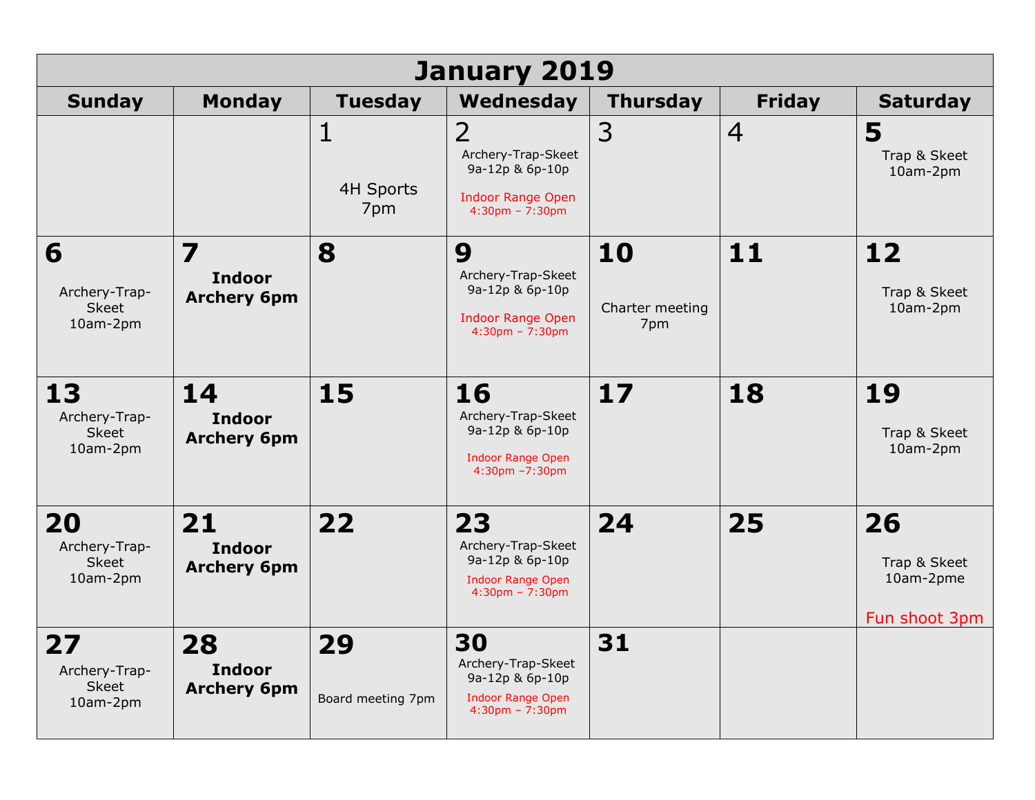# January 2019

| Sunday | Monday | Tuesday | Wednesday | Thursday | Friday | Saturday |
| --- | --- | --- | --- | --- | --- | --- |
| | | 1<br>4H Sports 7pm | 2<br>Archery-Trap-Skeet 9a-12p & 6p-10p<br>Indoor Range Open 4:30pm – 7:30pm | 3 | 4 | **5**<br>Trap & Skeet 10am-2pm |
| **6**<br>Archery-Trap-Skeet 10am-2pm | **7**<br>**Indoor Archery 6pm** | **8** | **9**<br>Archery-Trap-Skeet 9a-12p & 6p-10p<br>Indoor Range Open 4:30pm – 7:30pm | **10**<br>Charter meeting 7pm | **11** | **12**<br>Trap & Skeet 10am-2pm |
| **13**<br>Archery-Trap-Skeet 10am-2pm | **14**<br>**Indoor Archery 6pm** | **15** | **16**<br>Archery-Trap-Skeet 9a-12p & 6p-10p<br>Indoor Range Open 4:30pm –7:30pm | **17** | **18** | **19**<br>Trap & Skeet 10am-2pm |
| **20**<br>Archery-Trap-Skeet 10am-2pm | **21**<br>**Indoor Archery 6pm** | **22** | **23**<br>Archery-Trap-Skeet 9a-12p & 6p-10p<br>Indoor Range Open 4:30pm – 7:30pm | **24** | **25** | **26**<br>Trap & Skeet 10am-2pme<br>Fun shoot 3pm |
| **27**<br>Archery-Trap-Skeet 10am-2pm | **28**<br>**Indoor Archery 6pm** | **29**<br>Board meeting 7pm | **30**<br>Archery-Trap-Skeet 9a-12p & 6p-10p<br>Indoor Range Open 4:30pm – 7:30pm | **31** | | |